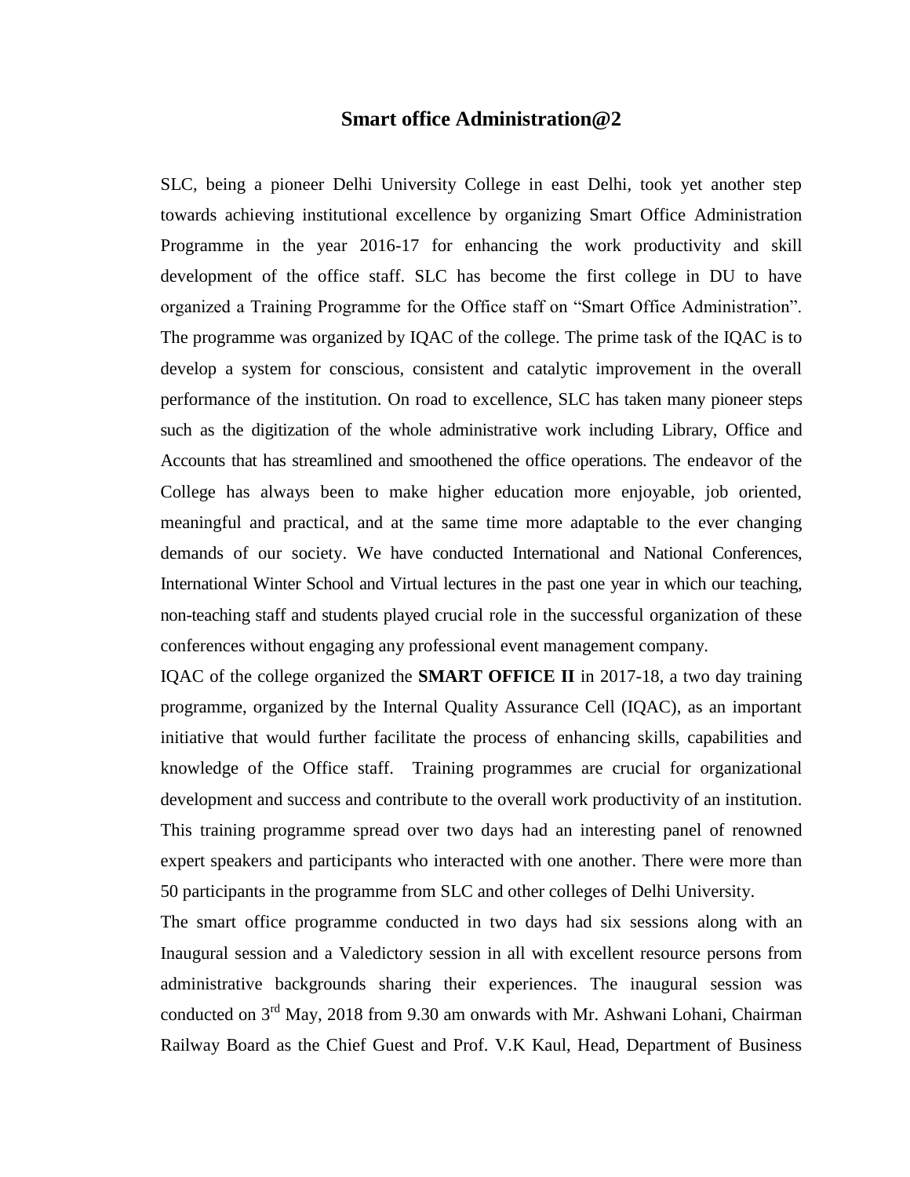# Smart office Administration@2

SLC, being a pioneer Delhi University College in east Delhi, took yet another step towards achieving institutional excellence by organizing Smart Office Administration Programme in the year 2016-17 for enhancing the work productivity and skill development of the office staff. SLC has become the first college in DU to have organized a Training Programme for the Office staff on "Smart Office Administration". The programme was organized by IQAC of the college. The prime task of the IQAC is to develop a system for conscious, consistent and catalytic improvement in the overall performance of the institution. On road to excellence, SLC has taken many pioneer steps such as the digitization of the whole administrative work including Library, Office and Accounts that has streamlined and smoothened the office operations. The endeavor of the College has always been to make higher education more enjoyable, job oriented, meaningful and practical, and at the same time more adaptable to the ever changing demands of our society. We have conducted International and National Conferences, International Winter School and Virtual lectures in the past one year in which our teaching, non-teaching staff and students played crucial role in the successful organization of these conferences without engaging any professional event management company.

IQAC of the college organized the **SMART OFFICE II** in 2017-18, a two day training programme, organized by the Internal Quality Assurance Cell (IQAC), as an important initiative that would further facilitate the process of enhancing skills, capabilities and knowledge of the Office staff. Training programmes are crucial for organizational development and success and contribute to the overall work productivity of an institution. This training programme spread over two days had an interesting panel of renowned expert speakers and participants who interacted with one another. There were more than 50 participants in the programme from SLC and other colleges of Delhi University.

The smart office programme conducted in two days had six sessions along with an Inaugural session and a Valedictory session in all with excellent resource persons from administrative backgrounds sharing their experiences. The inaugural session was conducted on 3rd May, 2018 from 9.30 am onwards with Mr. Ashwani Lohani, Chairman Railway Board as the Chief Guest and Prof. V.K Kaul, Head, Department of Business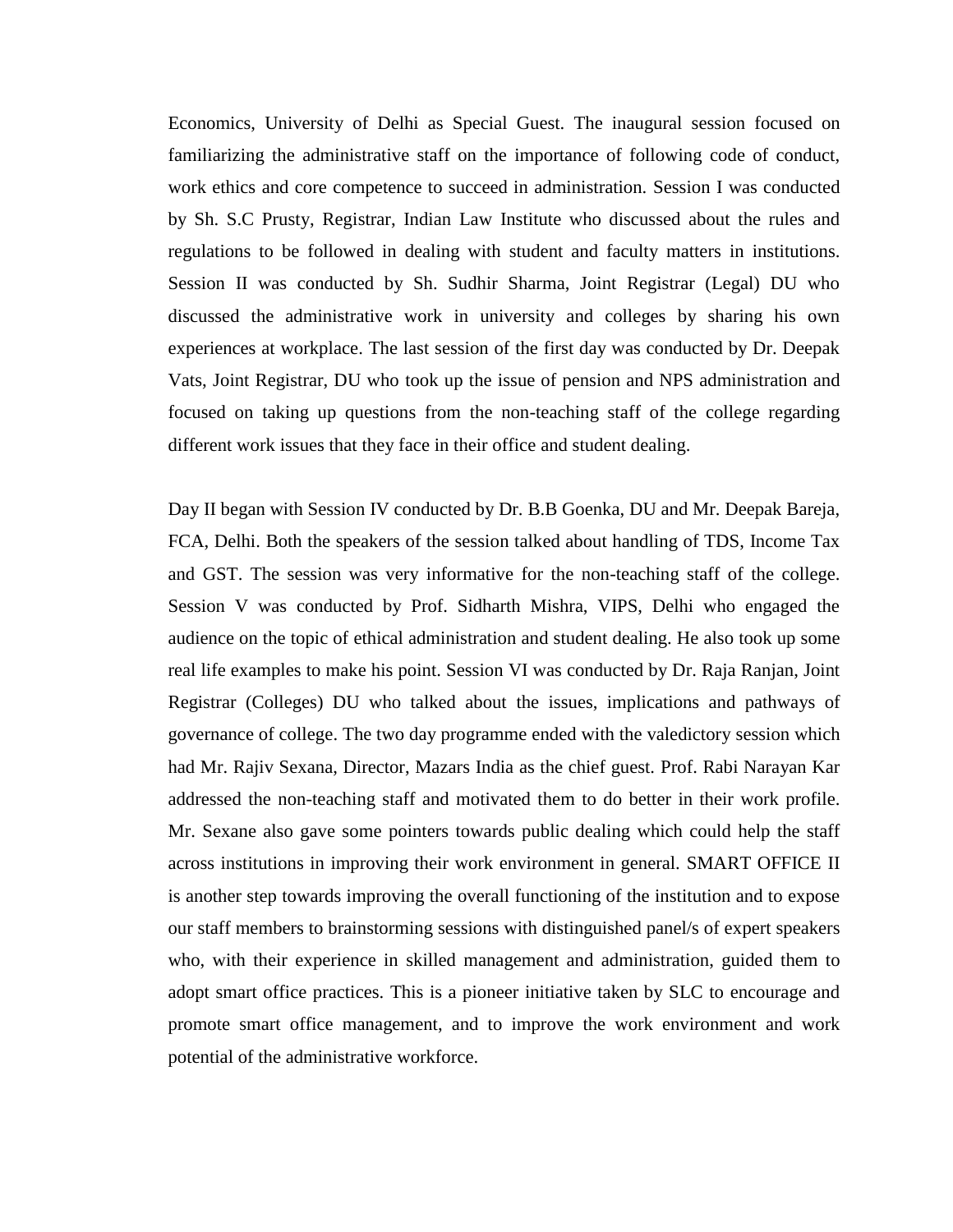Economics, University of Delhi as Special Guest. The inaugural session focused on familiarizing the administrative staff on the importance of following code of conduct, work ethics and core competence to succeed in administration. Session I was conducted by Sh. S.C Prusty, Registrar, Indian Law Institute who discussed about the rules and regulations to be followed in dealing with student and faculty matters in institutions. Session II was conducted by Sh. Sudhir Sharma, Joint Registrar (Legal) DU who discussed the administrative work in university and colleges by sharing his own experiences at workplace. The last session of the first day was conducted by Dr. Deepak Vats, Joint Registrar, DU who took up the issue of pension and NPS administration and focused on taking up questions from the non-teaching staff of the college regarding different work issues that they face in their office and student dealing.

Day II began with Session IV conducted by Dr. B.B Goenka, DU and Mr. Deepak Bareja, FCA, Delhi. Both the speakers of the session talked about handling of TDS, Income Tax and GST. The session was very informative for the non-teaching staff of the college. Session V was conducted by Prof. Sidharth Mishra, VIPS, Delhi who engaged the audience on the topic of ethical administration and student dealing. He also took up some real life examples to make his point. Session VI was conducted by Dr. Raja Ranjan, Joint Registrar (Colleges) DU who talked about the issues, implications and pathways of governance of college. The two day programme ended with the valedictory session which had Mr. Rajiv Sexana, Director, Mazars India as the chief guest. Prof. Rabi Narayan Kar addressed the non-teaching staff and motivated them to do better in their work profile. Mr. Sexane also gave some pointers towards public dealing which could help the staff across institutions in improving their work environment in general. SMART OFFICE II is another step towards improving the overall functioning of the institution and to expose our staff members to brainstorming sessions with distinguished panel/s of expert speakers who, with their experience in skilled management and administration, guided them to adopt smart office practices. This is a pioneer initiative taken by SLC to encourage and promote smart office management, and to improve the work environment and work potential of the administrative workforce.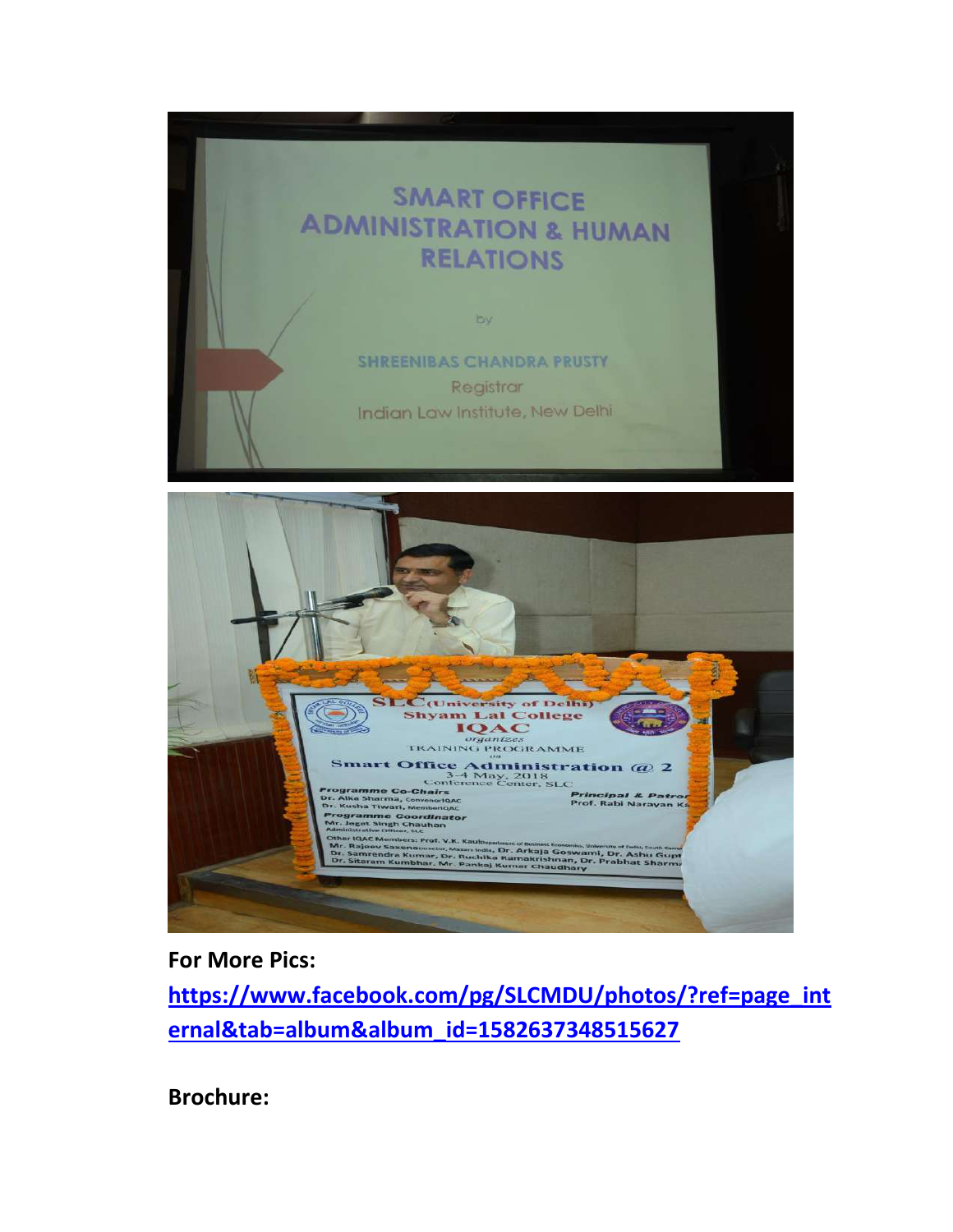**For More Pics:**

**https://www.facebook.com/pg/SLCMDU/photos/?ref=page_internal&tab=album&album_id=1582637348515627**

**Brochure:**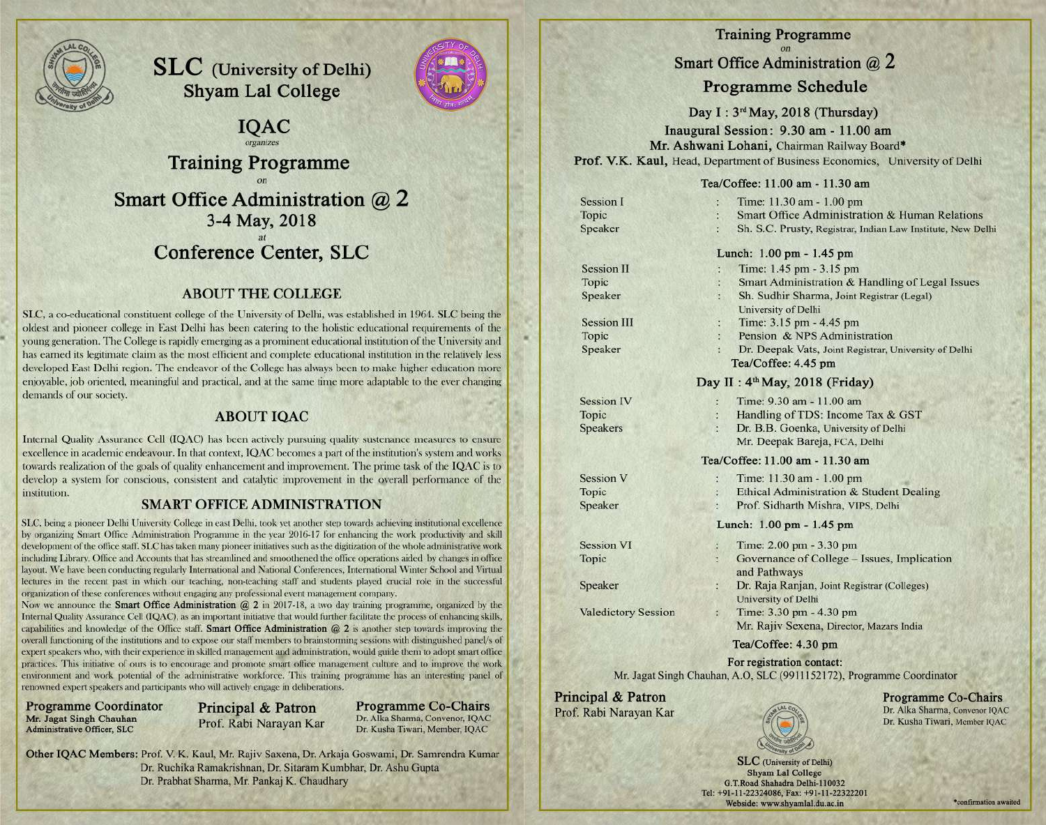# SLC (University of Delhi)
## Shyam Lal College

## IQAC
*organizes*

## Training Programme
*on*

# Smart Office Administration @ 2
3-4 May, 2018
*at*
## Conference Center, SLC

### ABOUT THE COLLEGE

SLC, a co-educational constituent college of the University of Delhi, was established in 1964. SLC being the oldest and pioneer college in East Delhi has been catering to the holistic educational requirements of the young generation. The College is rapidly emerging as a prominent educational institution of the University and has earned its legitimate claim as the most efficient and complete educational institution in the relatively less developed East Delhi region. The endeavor of the College has always been to make higher education more enjoyable, job oriented, meaningful and practical, and at the same time more adaptable to the ever changing demands of our society.

### ABOUT IQAC

Internal Quality Assurance Cell (IQAC) has been actively pursuing quality sustenance measures to ensure excellence in academic endeavour. In that context, IQAC becomes a part of the institution's system and works towards realization of the goals of quality enhancement and improvement. The prime task of the IQAC is to develop a system for conscious, consistent and catalytic improvement in the overall performance of the institution.

### SMART OFFICE ADMINISTRATION

SLC, being a pioneer Delhi University College in east Delhi, took yet another step towards achieving institutional excellence by organizing Smart Office Administration Programme in the year 2016-17 for enhancing the work productivity and skill development of the office staff. SLC has taken many pioneer initiatives such as the digitization of the whole administrative work including Library, Office and Accounts that has streamlined and smoothened the office operations aided by changes in office layout. We have been conducting regularly International and National Conferences, International Winter School and Virtual lectures in the recent past in which our teaching, non-teaching staff and students played crucial role in the successful organization of these conferences without engaging any professional event management company.

Now we announce the **Smart Office Administration @ 2** in 2017-18, a two day training programme, organized by the Internal Quality Assurance Cell (IQAC), as an important initiative that would further facilitate the process of enhancing skills, capabilities and knowledge of the Office staff. **Smart Office Administration @ 2** is another step towards improving the overall functioning of the institutions and to expose our staff members to brainstorming sessions with distinguished panel/s of expert speakers who, with their experience in skilled management and administration, would guide them to adopt smart office practices. This initiative of ours is to encourage and promote smart office management culture and to improve the work environment and work potential of the administrative workforce. This training programme has an interesting panel of renowned expert speakers and participants who will actively engage in deliberations.

**Programme Coordinator**
**Mr. Jagat Singh Chauhan**
**Administrative Officer, SLC**

**Principal & Patron**
Prof. Rabi Narayan Kar

**Programme Co-Chairs**
Dr. Alka Sharma, Convenor, IQAC
Dr. Kusha Tiwari, Member, IQAC

**Other IQAC Members:** Prof. V. K. Kaul, Mr. Rajiv Saxena, Dr. Arkaja Goswami, Dr. Samrendra Kumar Dr. Ruchika Ramakrishnan, Dr. Sitaram Kumbhar, Dr. Ashu Gupta Dr. Prabhat Sharma, Mr. Pankaj K. Chaudhary

## Training Programme
*on*
## Smart Office Administration @ 2
## Programme Schedule

### Day I : 3rd May, 2018 (Thursday)

**Inaugural Session: 9.30 am - 11.00 am**
**Mr. Ashwani Lohani,** Chairman Railway Board*
**Prof. V.K. Kaul,** Head, Department of Business Economics, University of Delhi

**Tea/Coffee: 11.00 am - 11.30 am**

| | | |
|---|---|---|
| Session I | : | Time: 11.30 am - 1.00 pm |
| Topic | : | Smart Office Administration & Human Relations |
| Speaker | : | Sh. S.C. Prusty, Registrar, Indian Law Institute, New Delhi |

**Lunch: 1.00 pm - 1.45 pm**

| | | |
|---|---|---|
| Session II | : | Time: 1.45 pm - 3.15 pm |
| Topic | : | Smart Administration & Handling of Legal Issues |
| Speaker | : | Sh. Sudhir Sharma, Joint Registrar (Legal) University of Delhi |
| Session III | : | Time: 3.15 pm - 4.45 pm |
| Topic | : | Pension & NPS Administration |
| Speaker | : | Dr. Deepak Vats, Joint Registrar, University of Delhi |

**Tea/Coffee: 4.45 pm**

### Day II : 4th May, 2018 (Friday)

| | | |
|---|---|---|
| Session IV | : | Time: 9.30 am - 11.00 am |
| Topic | : | Handling of TDS: Income Tax & GST |
| Speakers | : | Dr. B.B. Goenka, University of Delhi; Mr. Deepak Bareja, FCA, Delhi |

**Tea/Coffee: 11.00 am - 11.30 am**

| | | |
|---|---|---|
| Session V | : | Time: 11.30 am - 1.00 pm |
| Topic | : | Ethical Administration & Student Dealing |
| Speaker | : | Prof. Sidharth Mishra, VIPS, Delhi |

**Lunch: 1.00 pm - 1.45 pm**

| | | |
|---|---|---|
| Session VI | : | Time: 2.00 pm - 3.30 pm |
| Topic | : | Governance of College – Issues, Implication and Pathways |
| Speaker | : | Dr. Raja Ranjan, Joint Registrar (Colleges) University of Delhi |
| Valedictory Session | : | Time: 3.30 pm - 4.30 pm; Mr. Rajiv Sexena, Director, Mazars India |

**Tea/Coffee: 4.30 pm**

**For registration contact:**
Mr. Jagat Singh Chauhan, A.O, SLC (9911152172), Programme Coordinator

**Principal & Patron**
Prof. Rabi Narayan Kar

**Programme Co-Chairs**
Dr. Alka Sharma, Convenor IQAC
Dr. Kusha Tiwari, Member IQAC

SLC (University of Delhi)
Shyam Lal College
G.T.Road Shahadra Delhi-110032
Tel: +91-11-22324086, Fax: +91-11-22322201
Webside: www.shyamlal.du.ac.in

*confirmation awaited